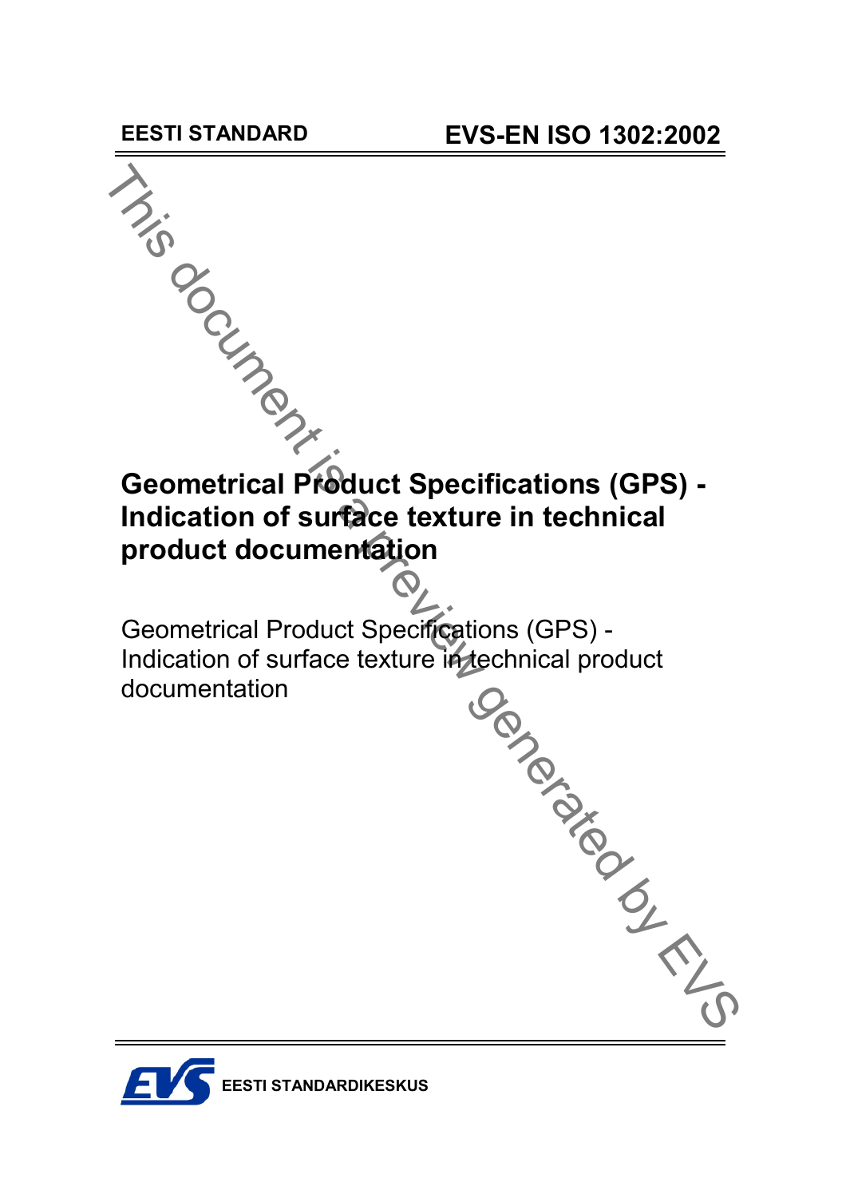EESTI STANDARD

EVS-EN ISO 1302:2002

This document is a preview generated by EVS

# Geometrical Product Specifications (GPS) - Indication of surface texture in technical product documentation

Geometrical Product Specifications (GPS) - Indication of surface texture in technical product documentation

EESTI STANDARDIKESKUS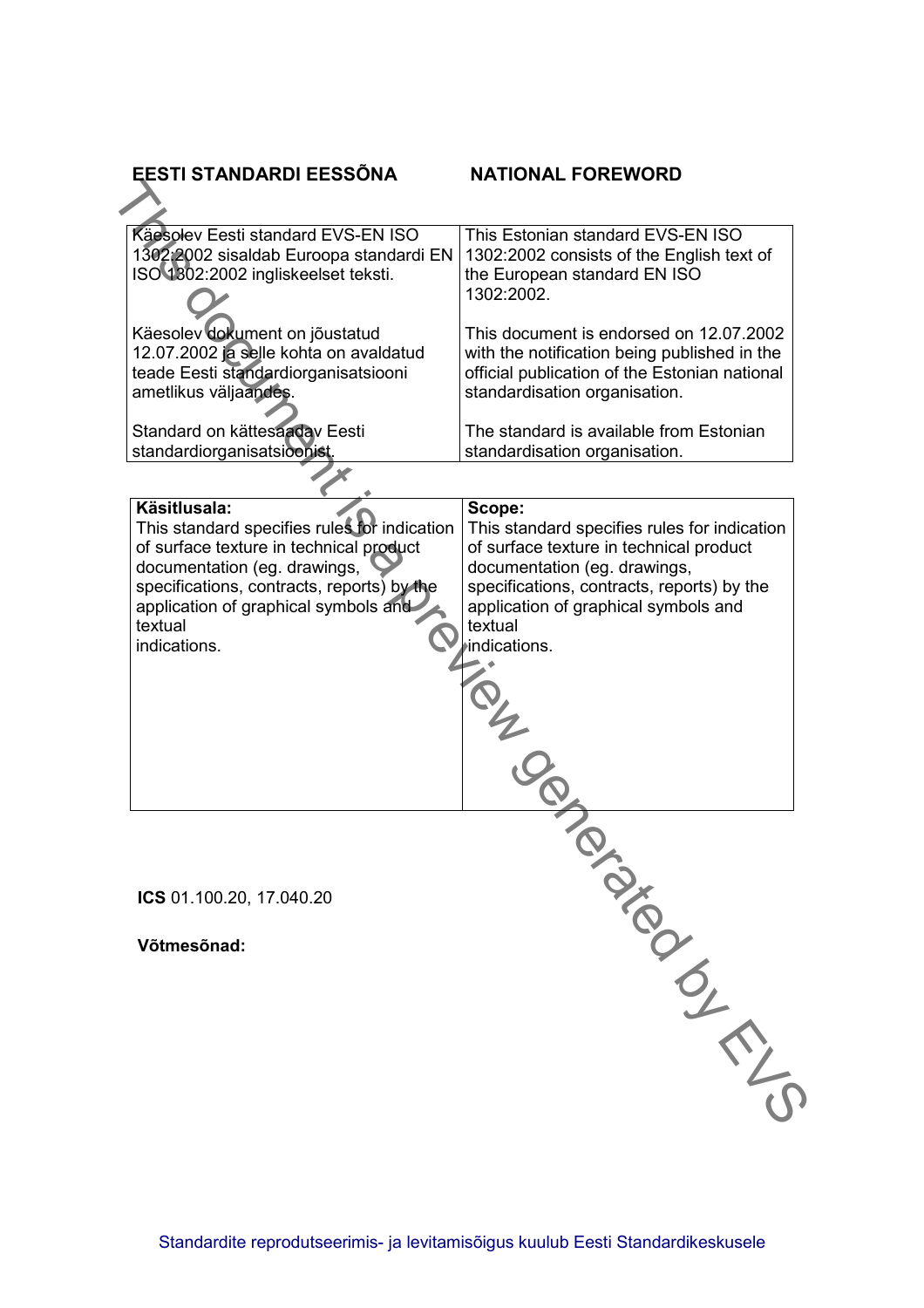## EESTI STANDARDI EESSÕNA / NATIONAL FOREWORD

| EESTI STANDARDI EESSÕNA | NATIONAL FOREWORD |
|---|---|
| Käesolev Eesti standard EVS-EN ISO 1302:2002 sisaldab Euroopa standardi EN ISO 1302:2002 ingliskeelset teksti. | This Estonian standard EVS-EN ISO 1302:2002 consists of the English text of the European standard EN ISO 1302:2002. |
| Käesolev dokument on jõustatud 12.07.2002 ja selle kohta on avaldatud teade Eesti standardiorganisatsiooni ametlikus väljaandes. | This document is endorsed on 12.07.2002 with the notification being published in the official publication of the Estonian national standardisation organisation. |
| Standard on kättesaadav Eesti standardiorganisatsioonist. | The standard is available from Estonian standardisation organisation. |

| **Käsitlusala:** | **Scope:** |
|---|---|
| This standard specifies rules for indication of surface texture in technical product documentation (eg. drawings, specifications, contracts, reports) by the application of graphical symbols and textual indications. | This standard specifies rules for indication of surface texture in technical product documentation (eg. drawings, specifications, contracts, reports) by the application of graphical symbols and textual indications. |

**ICS** 01.100.20, 17.040.20

**Võtmesõnad:**

Standardite reprodutseerimis- ja levitamisõigus kuulub Eesti Standardikeskusele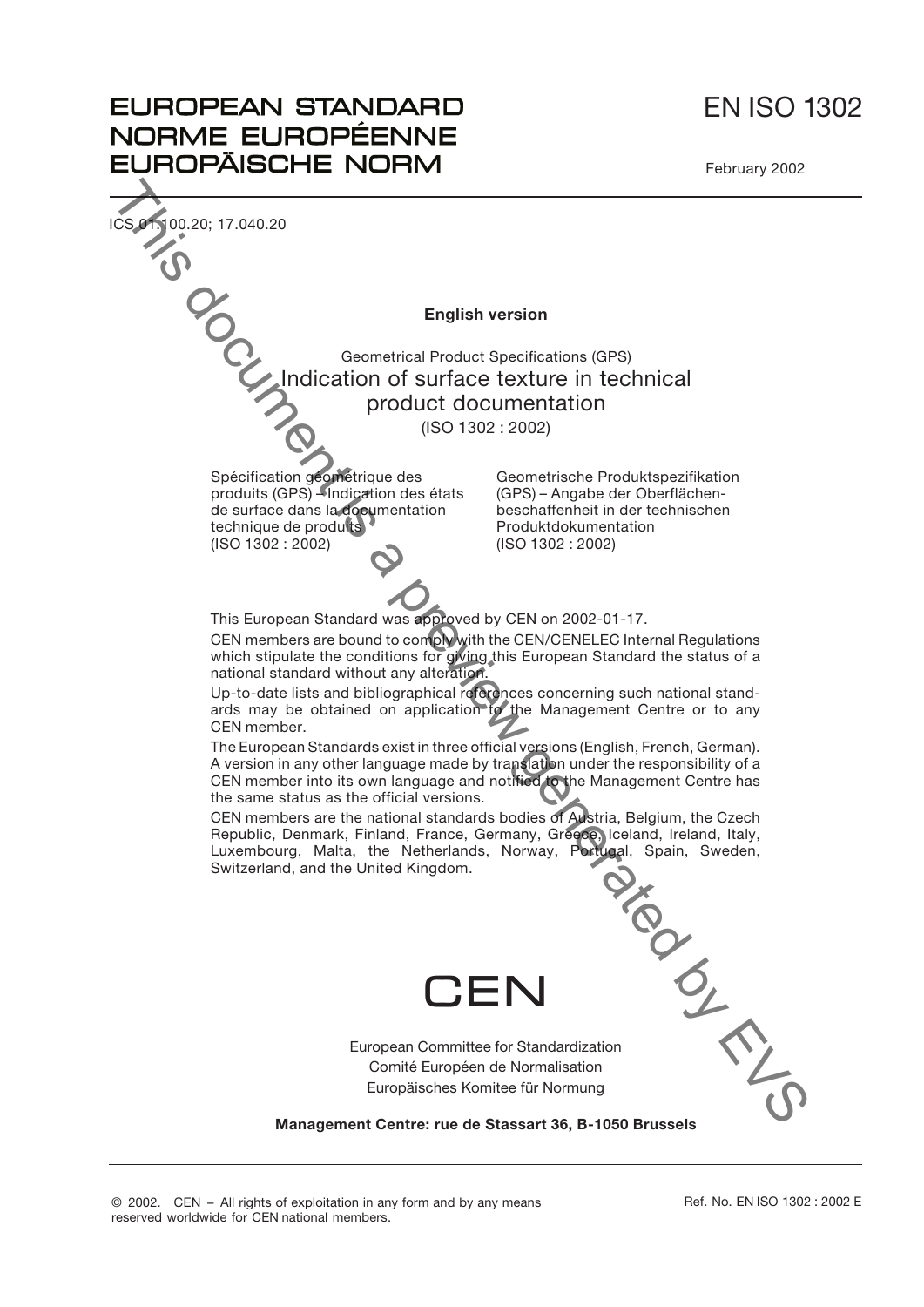# EUROPEAN STANDARD
# NORME EUROPÉENNE
# EUROPÄISCHE NORM

**EN ISO 1302**

February 2002

ICS 01.100.20; 17.040.20

**English version**

Geometrical Product Specifications (GPS)

## Indication of surface texture in technical product documentation

(ISO 1302 : 2002)

Spécification géométrique des produits (GPS) – Indication des états de surface dans la documentation technique de produits (ISO 1302 : 2002)

Geometrische Produktspezifikation (GPS) – Angabe der Oberflächenbeschaffenheit in der technischen Produktdokumentation (ISO 1302 : 2002)

This European Standard was approved by CEN on 2002-01-17.

CEN members are bound to comply with the CEN/CENELEC Internal Regulations which stipulate the conditions for giving this European Standard the status of a national standard without any alteration.

Up-to-date lists and bibliographical references concerning such national standards may be obtained on application to the Management Centre or to any CEN member.

The European Standards exist in three official versions (English, French, German). A version in any other language made by translation under the responsibility of a CEN member into its own language and notified to the Management Centre has the same status as the official versions.

CEN members are the national standards bodies of Austria, Belgium, the Czech Republic, Denmark, Finland, France, Germany, Greece, Iceland, Ireland, Italy, Luxembourg, Malta, the Netherlands, Norway, Portugal, Spain, Sweden, Switzerland, and the United Kingdom.

CEN

European Committee for Standardization
Comité Européen de Normalisation
Europäisches Komitee für Normung

**Management Centre: rue de Stassart 36, B-1050 Brussels**

© 2002. CEN – All rights of exploitation in any form and by any means reserved worldwide for CEN national members.

Ref. No. EN ISO 1302 : 2002 E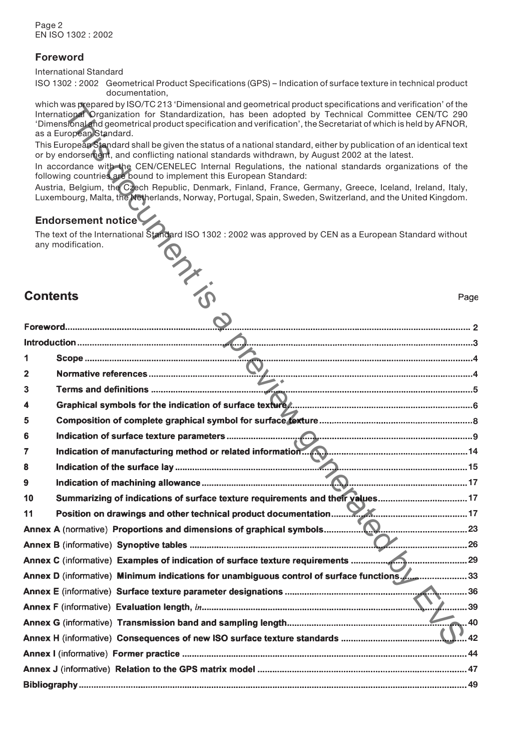## Foreword

International Standard

ISO 1302 : 2002 Geometrical Product Specifications (GPS) – Indication of surface texture in technical product documentation,

which was prepared by ISO/TC 213 'Dimensional and geometrical product specifications and verification' of the International Organization for Standardization, has been adopted by Technical Committee CEN/TC 290 'Dimensional and geometrical product specification and verification', the Secretariat of which is held by AFNOR, as a European Standard.

This European Standard shall be given the status of a national standard, either by publication of an identical text or by endorsement, and conflicting national standards withdrawn, by August 2002 at the latest.

In accordance with the CEN/CENELEC Internal Regulations, the national standards organizations of the following countries are bound to implement this European Standard:

Austria, Belgium, the Czech Republic, Denmark, Finland, France, Germany, Greece, Iceland, Ireland, Italy, Luxembourg, Malta, the Netherlands, Norway, Portugal, Spain, Sweden, Switzerland, and the United Kingdom.

## Endorsement notice

The text of the International Standard ISO 1302 : 2002 was approved by CEN as a European Standard without any modification.

## Contents

| | | Page |
|---|---|---|
| **Foreword** | | 2 |
| **Introduction** | | 3 |
| 1 | **Scope** | 4 |
| 2 | **Normative references** | 4 |
| 3 | **Terms and definitions** | 5 |
| 4 | **Graphical symbols for the indication of surface texture** | 6 |
| 5 | **Composition of complete graphical symbol for surface texture** | 8 |
| 6 | **Indication of surface texture parameters** | 9 |
| 7 | **Indication of manufacturing method or related information** | 14 |
| 8 | **Indication of the surface lay** | 15 |
| 9 | **Indication of machining allowance** | 17 |
| 10 | **Summarizing of indications of surface texture requirements and their values** | 17 |
| 11 | **Position on drawings and other technical product documentation** | 17 |
| **Annex A** (normative) | **Proportions and dimensions of graphical symbols** | 23 |
| **Annex B** (informative) | **Synoptive tables** | 26 |
| **Annex C** (informative) | **Examples of indication of surface texture requirements** | 29 |
| **Annex D** (informative) | **Minimum indications for unambiguous control of surface functions** | 33 |
| **Annex E** (informative) | **Surface texture parameter designations** | 36 |
| **Annex F** (informative) | **Evaluation length, *ln*** | 39 |
| **Annex G** (informative) | **Transmission band and sampling length** | 40 |
| **Annex H** (informative) | **Consequences of new ISO surface texture standards** | 42 |
| **Annex I** (informative) | **Former practice** | 44 |
| **Annex J** (informative) | **Relation to the GPS matrix model** | 47 |
| **Bibliography** | | 49 |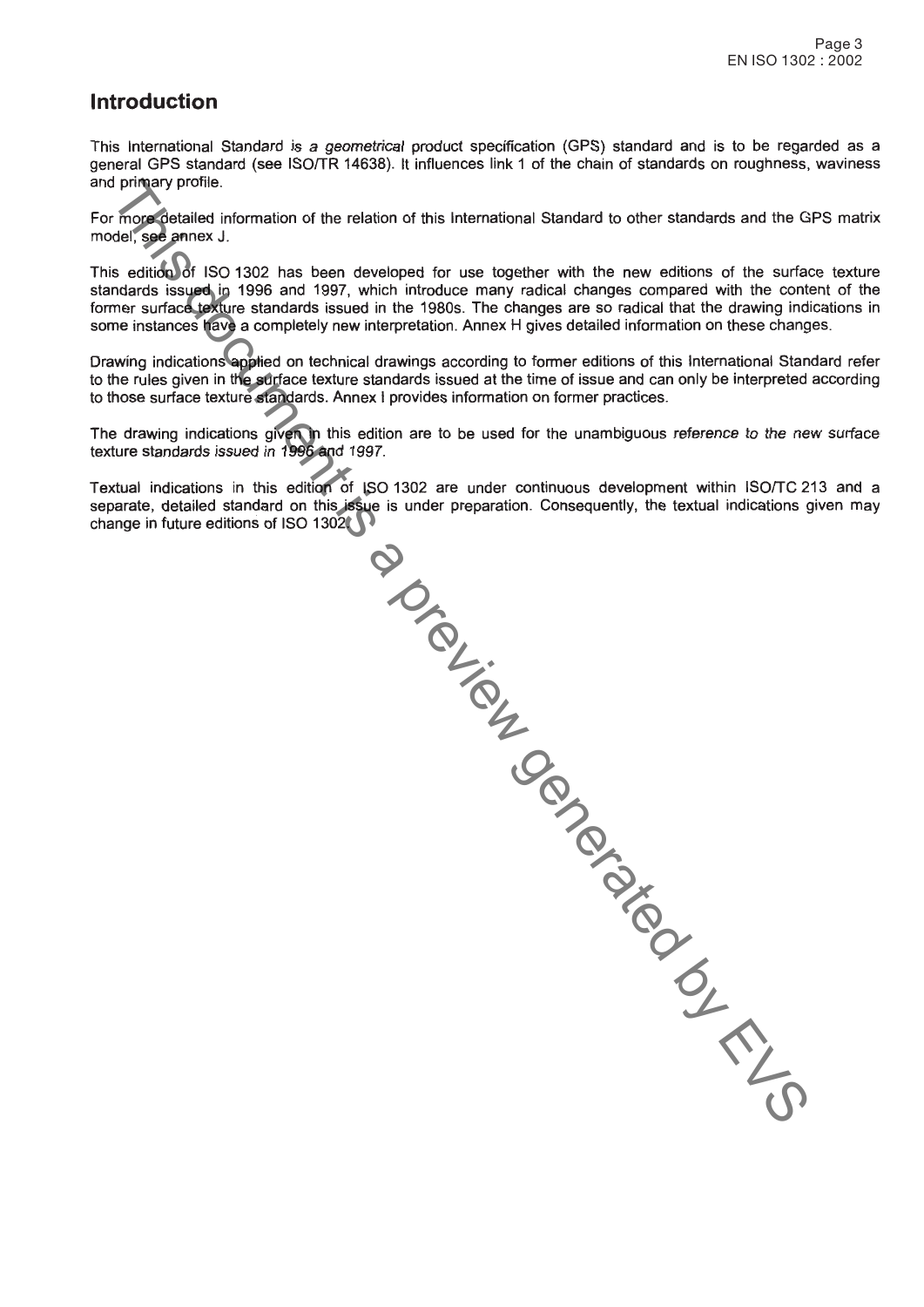## Introduction

This International Standard is a geometrical product specification (GPS) standard and is to be regarded as a general GPS standard (see ISO/TR 14638). It influences link 1 of the chain of standards on roughness, waviness and primary profile.

For more detailed information of the relation of this International Standard to other standards and the GPS matrix model, see annex J.

This edition of ISO 1302 has been developed for use together with the new editions of the surface texture standards issued in 1996 and 1997, which introduce many radical changes compared with the content of the former surface texture standards issued in the 1980s. The changes are so radical that the drawing indications in some instances have a completely new interpretation. Annex H gives detailed information on these changes.

Drawing indications applied on technical drawings according to former editions of this International Standard refer to the rules given in the surface texture standards issued at the time of issue and can only be interpreted according to those surface texture standards. Annex I provides information on former practices.

The drawing indications given in this edition are to be used for the unambiguous reference to the new surface texture standards issued in 1996 and 1997.

Textual indications in this edition of ISO 1302 are under continuous development within ISO/TC 213 and a separate, detailed standard on this issue is under preparation. Consequently, the textual indications given may change in future editions of ISO 1302.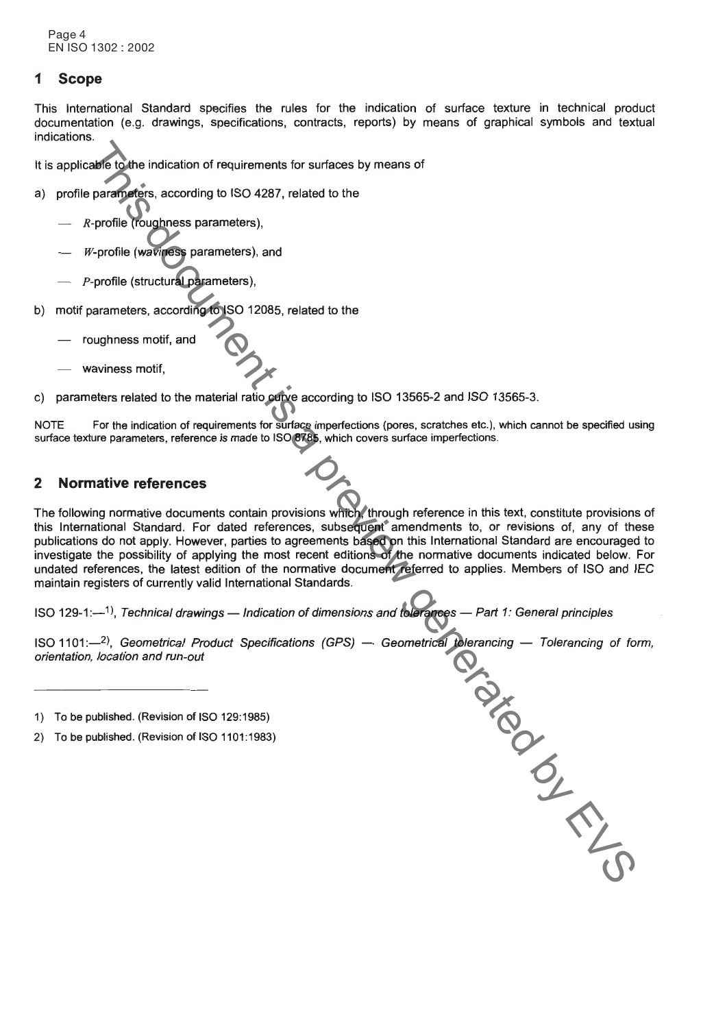## 1 Scope

This International Standard specifies the rules for the indication of surface texture in technical product documentation (e.g. drawings, specifications, contracts, reports) by means of graphical symbols and textual indications.

It is applicable to the indication of requirements for surfaces by means of

a) profile parameters, according to ISO 4287, related to the

   — *R*-profile (roughness parameters),

   — *W*-profile (waviness parameters), and

   — *P*-profile (structural parameters),

b) motif parameters, according to ISO 12085, related to the

   — roughness motif, and

   — waviness motif,

c) parameters related to the material ratio curve according to ISO 13565-2 and ISO 13565-3.

NOTE For the indication of requirements for surface imperfections (pores, scratches etc.), which cannot be specified using surface texture parameters, reference is made to ISO 8785, which covers surface imperfections.

## 2 Normative references

The following normative documents contain provisions which, through reference in this text, constitute provisions of this International Standard. For dated references, subsequent amendments to, or revisions of, any of these publications do not apply. However, parties to agreements based on this International Standard are encouraged to investigate the possibility of applying the most recent editions of the normative documents indicated below. For undated references, the latest edition of the normative document referred to applies. Members of ISO and IEC maintain registers of currently valid International Standards.

ISO 129-1:—[1], *Technical drawings — Indication of dimensions and tolerances — Part 1: General principles*

ISO 1101:—[2], *Geometrical Product Specifications (GPS) — Geometrical tolerancing — Tolerancing of form, orientation, location and run-out*

---

1) To be published. (Revision of ISO 129:1985)

2) To be published. (Revision of ISO 1101:1983)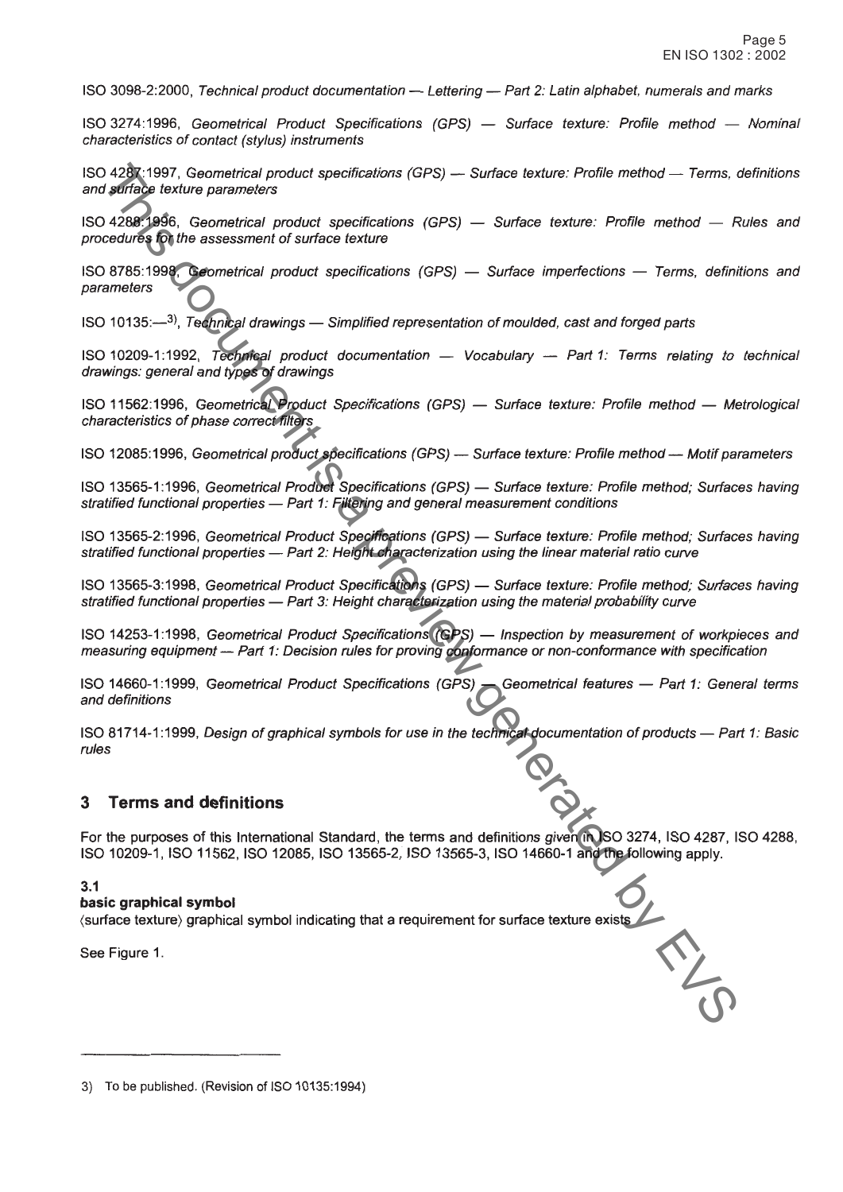ISO 3098-2:2000, *Technical product documentation — Lettering — Part 2: Latin alphabet, numerals and marks*

ISO 3274:1996, *Geometrical Product Specifications (GPS) — Surface texture: Profile method — Nominal characteristics of contact (stylus) instruments*

ISO 4287:1997, *Geometrical product specifications (GPS) — Surface texture: Profile method — Terms, definitions and surface texture parameters*

ISO 4288:1996, *Geometrical product specifications (GPS) — Surface texture: Profile method — Rules and procedures for the assessment of surface texture*

ISO 8785:1998, *Geometrical product specifications (GPS) — Surface imperfections — Terms, definitions and parameters*

ISO 10135:—[3], *Technical drawings — Simplified representation of moulded, cast and forged parts*

ISO 10209-1:1992, *Technical product documentation — Vocabulary — Part 1: Terms relating to technical drawings: general and types of drawings*

ISO 11562:1996, *Geometrical Product Specifications (GPS) — Surface texture: Profile method — Metrological characteristics of phase correct filters*

ISO 12085:1996, *Geometrical product specifications (GPS) — Surface texture: Profile method — Motif parameters*

ISO 13565-1:1996, *Geometrical Product Specifications (GPS) — Surface texture: Profile method; Surfaces having stratified functional properties — Part 1: Filtering and general measurement conditions*

ISO 13565-2:1996, *Geometrical Product Specifications (GPS) — Surface texture: Profile method; Surfaces having stratified functional properties — Part 2: Height characterization using the linear material ratio curve*

ISO 13565-3:1998, *Geometrical Product Specifications (GPS) — Surface texture: Profile method; Surfaces having stratified functional properties — Part 3: Height characterization using the material probability curve*

ISO 14253-1:1998, *Geometrical Product Specifications (GPS) — Inspection by measurement of workpieces and measuring equipment — Part 1: Decision rules for proving conformance or non-conformance with specification*

ISO 14660-1:1999, *Geometrical Product Specifications (GPS) — Geometrical features — Part 1: General terms and definitions*

ISO 81714-1:1999, *Design of graphical symbols for use in the technical documentation of products — Part 1: Basic rules*

## 3 Terms and definitions

For the purposes of this International Standard, the terms and definitions given in ISO 3274, ISO 4287, ISO 4288, ISO 10209-1, ISO 11562, ISO 12085, ISO 13565-2, ISO 13565-3, ISO 14660-1 and the following apply.

**3.1**
**basic graphical symbol**
⟨surface texture⟩ graphical symbol indicating that a requirement for surface texture exists

See Figure 1.

---

3) To be published. (Revision of ISO 10135:1994)